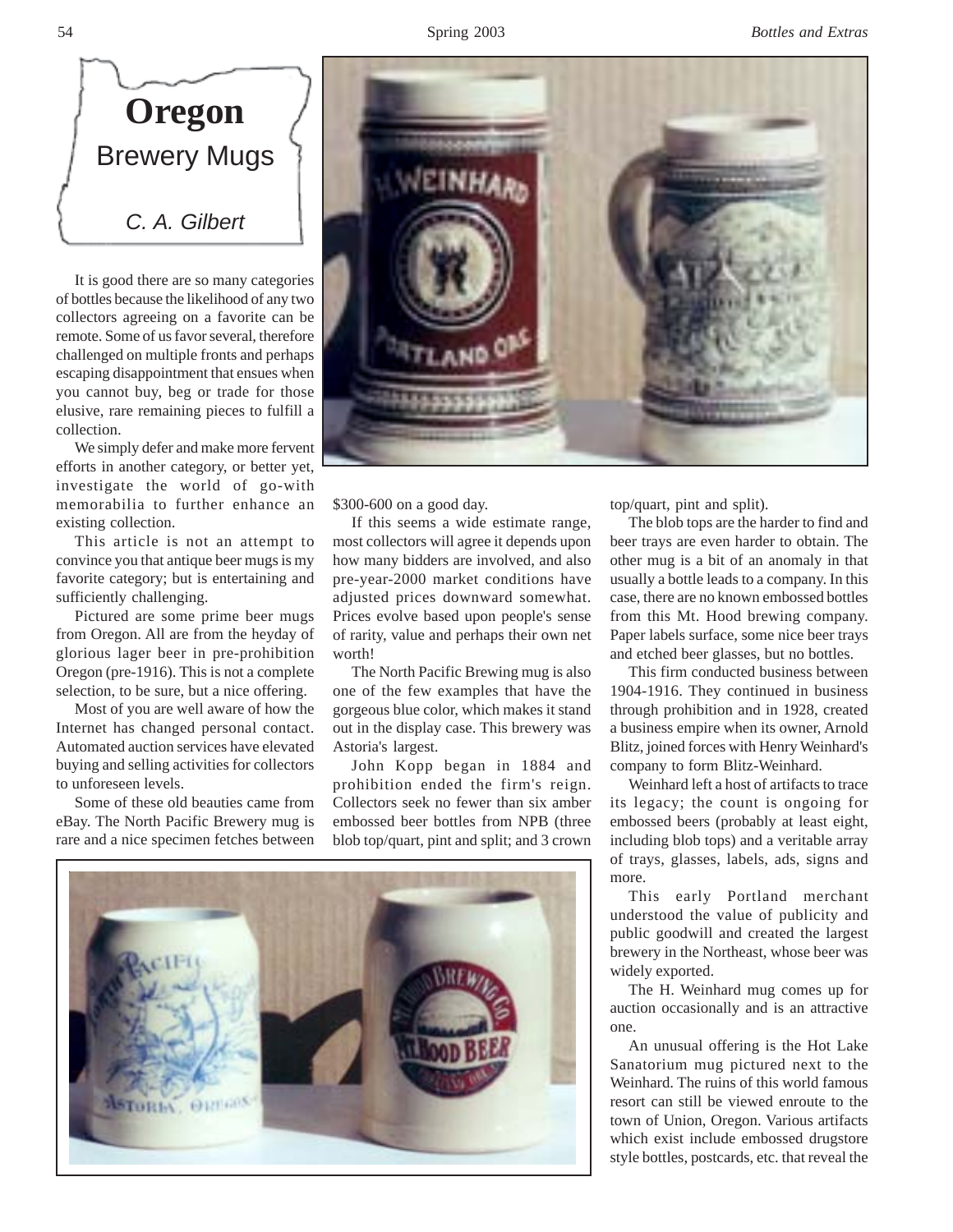# Oregon

## Brewery Mugs

*C. A. Gilbert*

It is good there are so many categories of bottles because the likelihood of any two collectors agreeing on a favorite can be remote. Some of us favor several, therefore challenged on multiple fronts and perhaps escaping disappointment that ensues when you cannot buy, beg or trade for those elusive, rare remaining pieces to fulfill a collection.

We simply defer and make more fervent efforts in another category, or better yet, investigate the world of go-with memorabilia to further enhance an existing collection.

This article is not an attempt to convince you that antique beer mugs is my favorite category; but is entertaining and sufficiently challenging.

Pictured are some prime beer mugs from Oregon. All are from the heyday of glorious lager beer in pre-prohibition Oregon (pre-1916). This is not a complete selection, to be sure, but a nice offering.

Most of you are well aware of how the Internet has changed personal contact. Automated auction services have elevated buying and selling activities for collectors to unforeseen levels.

Some of these old beauties came from eBay. The North Pacific Brewery mug is rare and a nice specimen fetches between $300-600 on a good day.

If this seems a wide estimate range, most collectors will agree it depends upon how many bidders are involved, and also pre-year-2000 market conditions have adjusted prices downward somewhat. Prices evolve based upon people's sense of rarity, value and perhaps their own net worth!

The North Pacific Brewing mug is also one of the few examples that have the gorgeous blue color, which makes it stand out in the display case. This brewery was Astoria's largest.

John Kopp began in 1884 and prohibition ended the firm's reign. Collectors seek no fewer than six amber embossed beer bottles from NPB (three blob top/quart, pint and split; and 3 crown top/quart, pint and split).

The blob tops are the harder to find and beer trays are even harder to obtain. The other mug is a bit of an anomaly in that usually a bottle leads to a company. In this case, there are no known embossed bottles from this Mt. Hood brewing company. Paper labels surface, some nice beer trays and etched beer glasses, but no bottles.

This firm conducted business between 1904-1916. They continued in business through prohibition and in 1928, created a business empire when its owner, Arnold Blitz, joined forces with Henry Weinhard's company to form Blitz-Weinhard.

Weinhard left a host of artifacts to trace its legacy; the count is ongoing for embossed beers (probably at least eight, including blob tops) and a veritable array of trays, glasses, labels, ads, signs and more.

This early Portland merchant understood the value of publicity and public goodwill and created the largest brewery in the Northeast, whose beer was widely exported.

The H. Weinhard mug comes up for auction occasionally and is an attractive one.

An unusual offering is the Hot Lake Sanatorium mug pictured next to the Weinhard. The ruins of this world famous resort can still be viewed enroute to the town of Union, Oregon. Various artifacts which exist include embossed drugstore style bottles, postcards, etc. that reveal the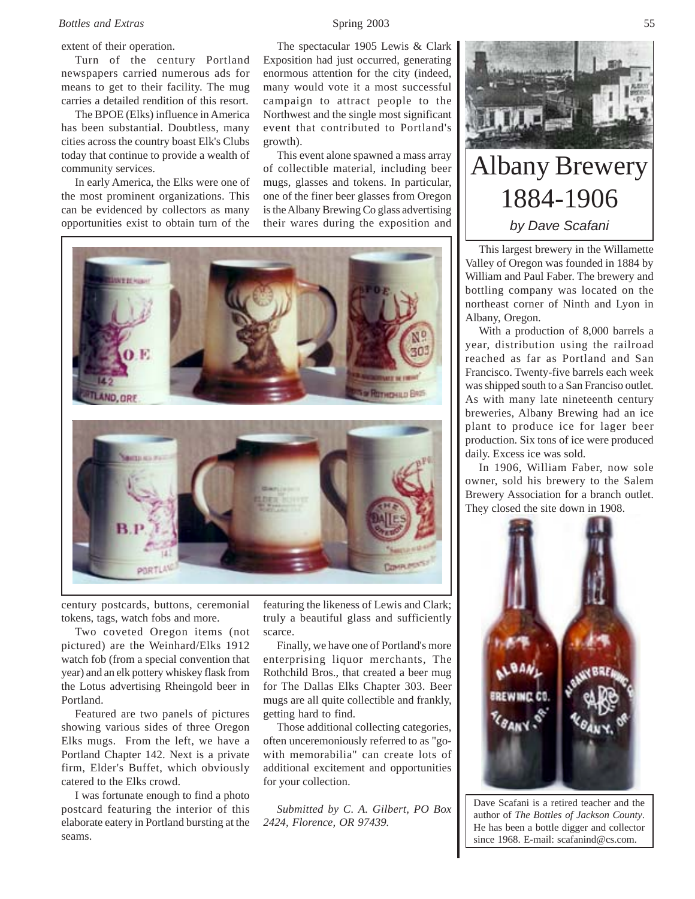extent of their operation.

Turn of the century Portland newspapers carried numerous ads for means to get to their facility. The mug carries a detailed rendition of this resort.

The BPOE (Elks) influence in America has been substantial. Doubtless, many cities across the country boast Elk's Clubs today that continue to provide a wealth of community services.

In early America, the Elks were one of the most prominent organizations. This can be evidenced by collectors as many opportunities exist to obtain turn of the century postcards, buttons, ceremonial tokens, tags, watch fobs and more.

Two coveted Oregon items (not pictured) are the Weinhard/Elks 1912 watch fob (from a special convention that year) and an elk pottery whiskey flask from the Lotus advertising Rheingold beer in Portland.

Featured are two panels of pictures showing various sides of three Oregon Elks mugs. From the left, we have a Portland Chapter 142. Next is a private firm, Elder's Buffet, which obviously catered to the Elks crowd.

I was fortunate enough to find a photo postcard featuring the interior of this elaborate eatery in Portland bursting at the seams.

The spectacular 1905 Lewis & Clark Exposition had just occurred, generating enormous attention for the city (indeed, many would vote it a most successful campaign to attract people to the Northwest and the single most significant event that contributed to Portland's growth).

This event alone spawned a mass array of collectible material, including beer mugs, glasses and tokens. In particular, one of the finer beer glasses from Oregon is the Albany Brewing Co glass advertising their wares during the exposition and featuring the likeness of Lewis and Clark; truly a beautiful glass and sufficiently scarce.

Finally, we have one of Portland's more enterprising liquor merchants, The Rothchild Bros., that created a beer mug for The Dallas Elks Chapter 303. Beer mugs are all quite collectible and frankly, getting hard to find.

Those additional collecting categories, often unceremoniously referred to as "go-with memorabilia" can create lots of additional excitement and opportunities for your collection.

*Submitted by C. A. Gilbert, PO Box 2424, Florence, OR 97439.*

# Albany Brewery 1884-1906

*by Dave Scafani*

This largest brewery in the Willamette Valley of Oregon was founded in 1884 by William and Paul Faber. The brewery and bottling company was located on the northeast corner of Ninth and Lyon in Albany, Oregon.

With a production of 8,000 barrels a year, distribution using the railroad reached as far as Portland and San Francisco. Twenty-five barrels each week was shipped south to a San Franciso outlet. As with many late nineteenth century breweries, Albany Brewing had an ice plant to produce ice for lager beer production. Six tons of ice were produced daily. Excess ice was sold.

In 1906, William Faber, now sole owner, sold his brewery to the Salem Brewery Association for a branch outlet. They closed the site down in 1908.

Dave Scafani is a retired teacher and the author of *The Bottles of Jackson County*. He has been a bottle digger and collector since 1968. E-mail: scafanind@cs.com.